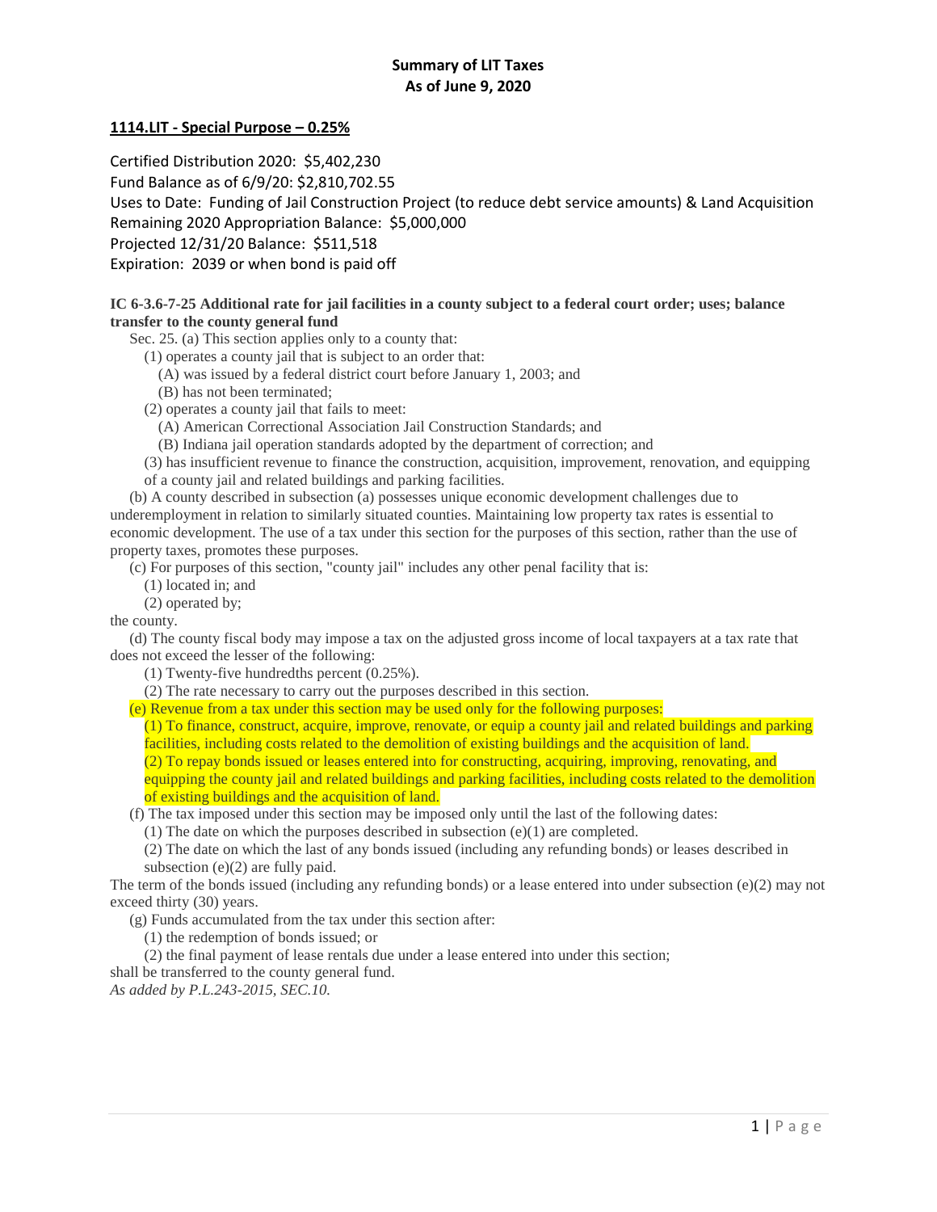# Summary of LIT Taxes
## As of June 9, 2020

### 1114.LIT - Special Purpose – 0.25%

Certified Distribution 2020: $5,402,230
Fund Balance as of 6/9/20: $2,810,702.55
Uses to Date: Funding of Jail Construction Project (to reduce debt service amounts) & Land Acquisition
Remaining 2020 Appropriation Balance: $5,000,000
Projected 12/31/20 Balance: $511,518
Expiration: 2039 or when bond is paid off

**IC 6-3.6-7-25 Additional rate for jail facilities in a county subject to a federal court order; uses; balance transfer to the county general fund**

Sec. 25. (a) This section applies only to a county that:

(1) operates a county jail that is subject to an order that:

(A) was issued by a federal district court before January 1, 2003; and

(B) has not been terminated;

(2) operates a county jail that fails to meet:

(A) American Correctional Association Jail Construction Standards; and

(B) Indiana jail operation standards adopted by the department of correction; and

(3) has insufficient revenue to finance the construction, acquisition, improvement, renovation, and equipping of a county jail and related buildings and parking facilities.

(b) A county described in subsection (a) possesses unique economic development challenges due to underemployment in relation to similarly situated counties. Maintaining low property tax rates is essential to economic development. The use of a tax under this section for the purposes of this section, rather than the use of property taxes, promotes these purposes.

(c) For purposes of this section, "county jail" includes any other penal facility that is:

(1) located in; and

(2) operated by;

the county.

(d) The county fiscal body may impose a tax on the adjusted gross income of local taxpayers at a tax rate that does not exceed the lesser of the following:

(1) Twenty-five hundredths percent (0.25%).

(2) The rate necessary to carry out the purposes described in this section.

(e) Revenue from a tax under this section may be used only for the following purposes:

(1) To finance, construct, acquire, improve, renovate, or equip a county jail and related buildings and parking facilities, including costs related to the demolition of existing buildings and the acquisition of land.

(2) To repay bonds issued or leases entered into for constructing, acquiring, improving, renovating, and equipping the county jail and related buildings and parking facilities, including costs related to the demolition of existing buildings and the acquisition of land.

(f) The tax imposed under this section may be imposed only until the last of the following dates:

(1) The date on which the purposes described in subsection (e)(1) are completed.

(2) The date on which the last of any bonds issued (including any refunding bonds) or leases described in subsection (e)(2) are fully paid.

The term of the bonds issued (including any refunding bonds) or a lease entered into under subsection (e)(2) may not exceed thirty (30) years.

(g) Funds accumulated from the tax under this section after:

(1) the redemption of bonds issued; or

(2) the final payment of lease rentals due under a lease entered into under this section;

shall be transferred to the county general fund.

*As added by P.L.243-2015, SEC.10.*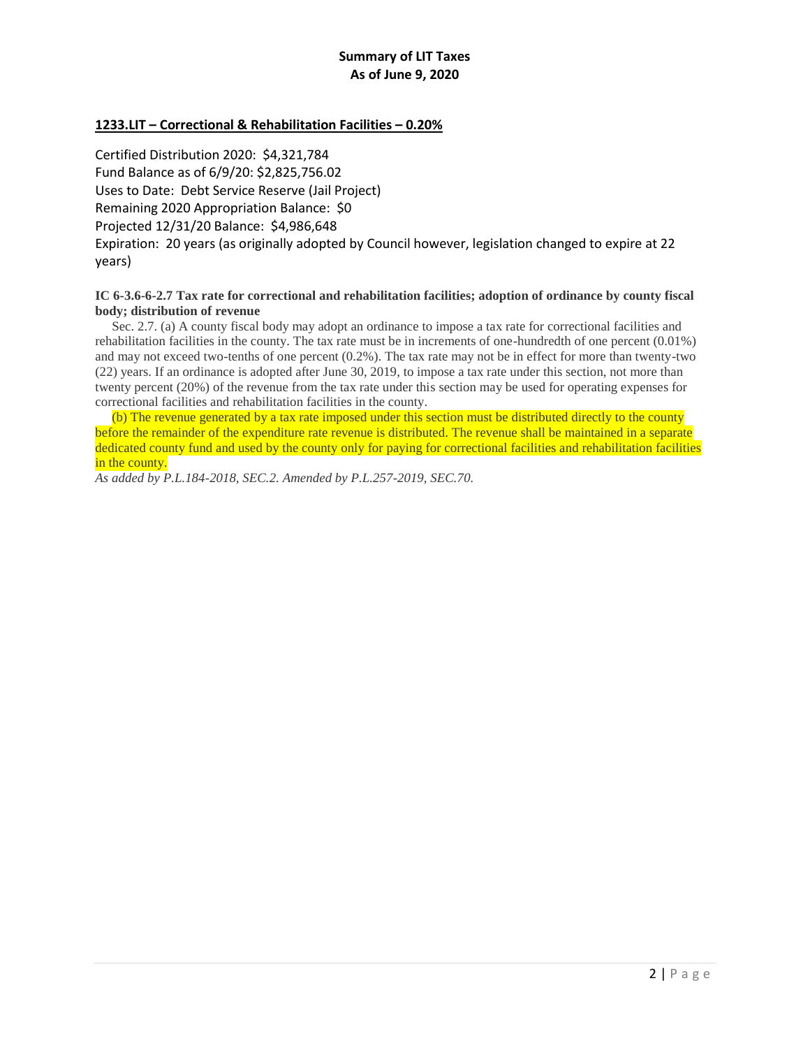## Summary of LIT Taxes
## As of June 9, 2020

### 1233.LIT – Correctional & Rehabilitation Facilities – 0.20%

Certified Distribution 2020: $4,321,784
Fund Balance as of 6/9/20: $2,825,756.02
Uses to Date: Debt Service Reserve (Jail Project)
Remaining 2020 Appropriation Balance: $0
Projected 12/31/20 Balance: $4,986,648
Expiration: 20 years (as originally adopted by Council however, legislation changed to expire at 22 years)

**IC 6-3.6-6-2.7 Tax rate for correctional and rehabilitation facilities; adoption of ordinance by county fiscal body; distribution of revenue**

Sec. 2.7. (a) A county fiscal body may adopt an ordinance to impose a tax rate for correctional facilities and rehabilitation facilities in the county. The tax rate must be in increments of one-hundredth of one percent (0.01%) and may not exceed two-tenths of one percent (0.2%). The tax rate may not be in effect for more than twenty-two (22) years. If an ordinance is adopted after June 30, 2019, to impose a tax rate under this section, not more than twenty percent (20%) of the revenue from the tax rate under this section may be used for operating expenses for correctional facilities and rehabilitation facilities in the county.

(b) The revenue generated by a tax rate imposed under this section must be distributed directly to the county before the remainder of the expenditure rate revenue is distributed. The revenue shall be maintained in a separate dedicated county fund and used by the county only for paying for correctional facilities and rehabilitation facilities in the county.

*As added by P.L.184-2018, SEC.2. Amended by P.L.257-2019, SEC.70.*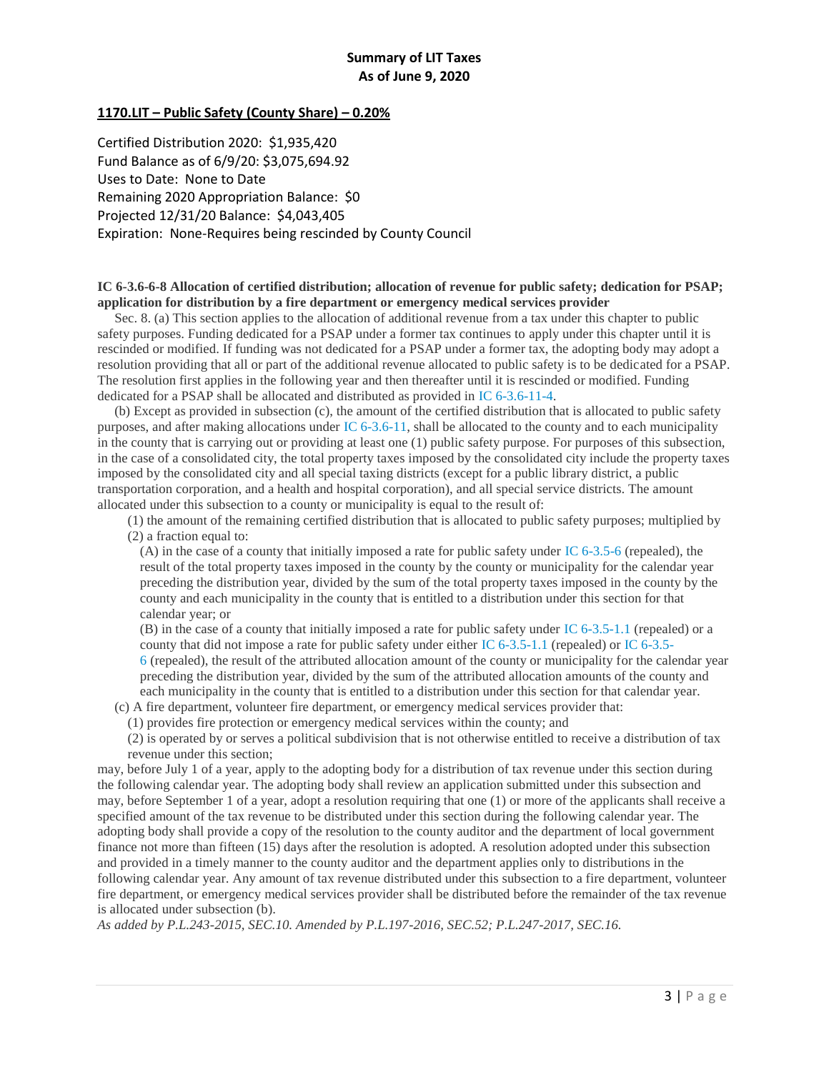**Summary of LIT Taxes**
**As of June 9, 2020**

**1170.LIT – Public Safety (County Share) – 0.20%**

Certified Distribution 2020: $1,935,420
Fund Balance as of 6/9/20: $3,075,694.92
Uses to Date: None to Date
Remaining 2020 Appropriation Balance: $0
Projected 12/31/20 Balance: $4,043,405
Expiration: None-Requires being rescinded by County Council

**IC 6-3.6-6-8 Allocation of certified distribution; allocation of revenue for public safety; dedication for PSAP; application for distribution by a fire department or emergency medical services provider**

Sec. 8. (a) This section applies to the allocation of additional revenue from a tax under this chapter to public safety purposes. Funding dedicated for a PSAP under a former tax continues to apply under this chapter until it is rescinded or modified. If funding was not dedicated for a PSAP under a former tax, the adopting body may adopt a resolution providing that all or part of the additional revenue allocated to public safety is to be dedicated for a PSAP. The resolution first applies in the following year and then thereafter until it is rescinded or modified. Funding dedicated for a PSAP shall be allocated and distributed as provided in IC 6-3.6-11-4.

(b) Except as provided in subsection (c), the amount of the certified distribution that is allocated to public safety purposes, and after making allocations under IC 6-3.6-11, shall be allocated to the county and to each municipality in the county that is carrying out or providing at least one (1) public safety purpose. For purposes of this subsection, in the case of a consolidated city, the total property taxes imposed by the consolidated city include the property taxes imposed by the consolidated city and all special taxing districts (except for a public library district, a public transportation corporation, and a health and hospital corporation), and all special service districts. The amount allocated under this subsection to a county or municipality is equal to the result of:

(1) the amount of the remaining certified distribution that is allocated to public safety purposes; multiplied by

(2) a fraction equal to:

(A) in the case of a county that initially imposed a rate for public safety under IC 6-3.5-6 (repealed), the result of the total property taxes imposed in the county by the county or municipality for the calendar year preceding the distribution year, divided by the sum of the total property taxes imposed in the county by the county and each municipality in the county that is entitled to a distribution under this section for that calendar year; or

(B) in the case of a county that initially imposed a rate for public safety under IC 6-3.5-1.1 (repealed) or a county that did not impose a rate for public safety under either IC 6-3.5-1.1 (repealed) or IC 6-3.5-6 (repealed), the result of the attributed allocation amount of the county or municipality for the calendar year preceding the distribution year, divided by the sum of the attributed allocation amounts of the county and each municipality in the county that is entitled to a distribution under this section for that calendar year.

(c) A fire department, volunteer fire department, or emergency medical services provider that:

(1) provides fire protection or emergency medical services within the county; and

(2) is operated by or serves a political subdivision that is not otherwise entitled to receive a distribution of tax revenue under this section;

may, before July 1 of a year, apply to the adopting body for a distribution of tax revenue under this section during the following calendar year. The adopting body shall review an application submitted under this subsection and may, before September 1 of a year, adopt a resolution requiring that one (1) or more of the applicants shall receive a specified amount of the tax revenue to be distributed under this section during the following calendar year. The adopting body shall provide a copy of the resolution to the county auditor and the department of local government finance not more than fifteen (15) days after the resolution is adopted. A resolution adopted under this subsection and provided in a timely manner to the county auditor and the department applies only to distributions in the following calendar year. Any amount of tax revenue distributed under this subsection to a fire department, volunteer fire department, or emergency medical services provider shall be distributed before the remainder of the tax revenue is allocated under subsection (b).

*As added by P.L.243-2015, SEC.10. Amended by P.L.197-2016, SEC.52; P.L.247-2017, SEC.16.*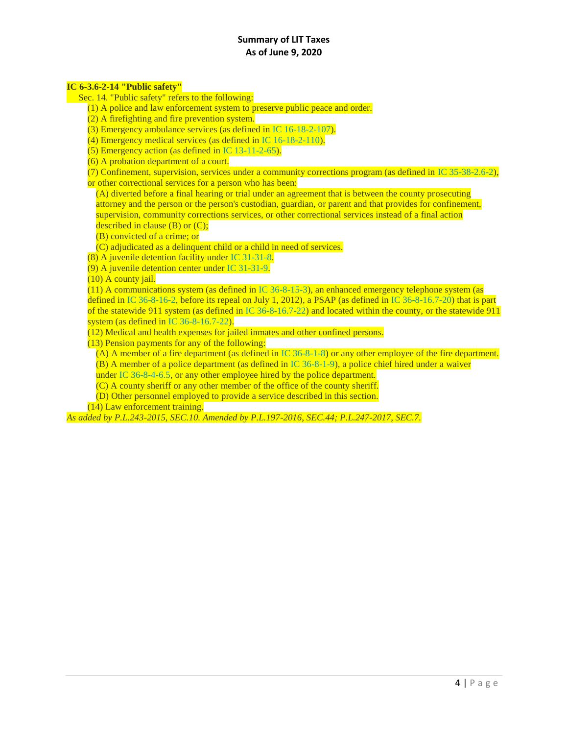**IC 6-3.6-2-14 "Public safety"**

Sec. 14. "Public safety" refers to the following:

(1) A police and law enforcement system to preserve public peace and order.

(2) A firefighting and fire prevention system.

(3) Emergency ambulance services (as defined in IC 16-18-2-107).

(4) Emergency medical services (as defined in IC 16-18-2-110).

(5) Emergency action (as defined in IC 13-11-2-65).

(6) A probation department of a court.

(7) Confinement, supervision, services under a community corrections program (as defined in IC 35-38-2.6-2), or other correctional services for a person who has been:

(A) diverted before a final hearing or trial under an agreement that is between the county prosecuting attorney and the person or the person's custodian, guardian, or parent and that provides for confinement, supervision, community corrections services, or other correctional services instead of a final action described in clause (B) or (C);

(B) convicted of a crime; or

(C) adjudicated as a delinquent child or a child in need of services.

(8) A juvenile detention facility under IC 31-31-8.

(9) A juvenile detention center under IC 31-31-9.

(10) A county jail.

(11) A communications system (as defined in IC 36-8-15-3), an enhanced emergency telephone system (as defined in IC 36-8-16-2, before its repeal on July 1, 2012), a PSAP (as defined in IC 36-8-16.7-20) that is part of the statewide 911 system (as defined in IC 36-8-16.7-22) and located within the county, or the statewide 911 system (as defined in IC 36-8-16.7-22).

(12) Medical and health expenses for jailed inmates and other confined persons.

(13) Pension payments for any of the following:

(A) A member of a fire department (as defined in IC 36-8-1-8) or any other employee of the fire department.

(B) A member of a police department (as defined in IC 36-8-1-9), a police chief hired under a waiver under IC 36-8-4-6.5, or any other employee hired by the police department.

(C) A county sheriff or any other member of the office of the county sheriff.

(D) Other personnel employed to provide a service described in this section.

(14) Law enforcement training.

*As added by P.L.243-2015, SEC.10. Amended by P.L.197-2016, SEC.44; P.L.247-2017, SEC.7.*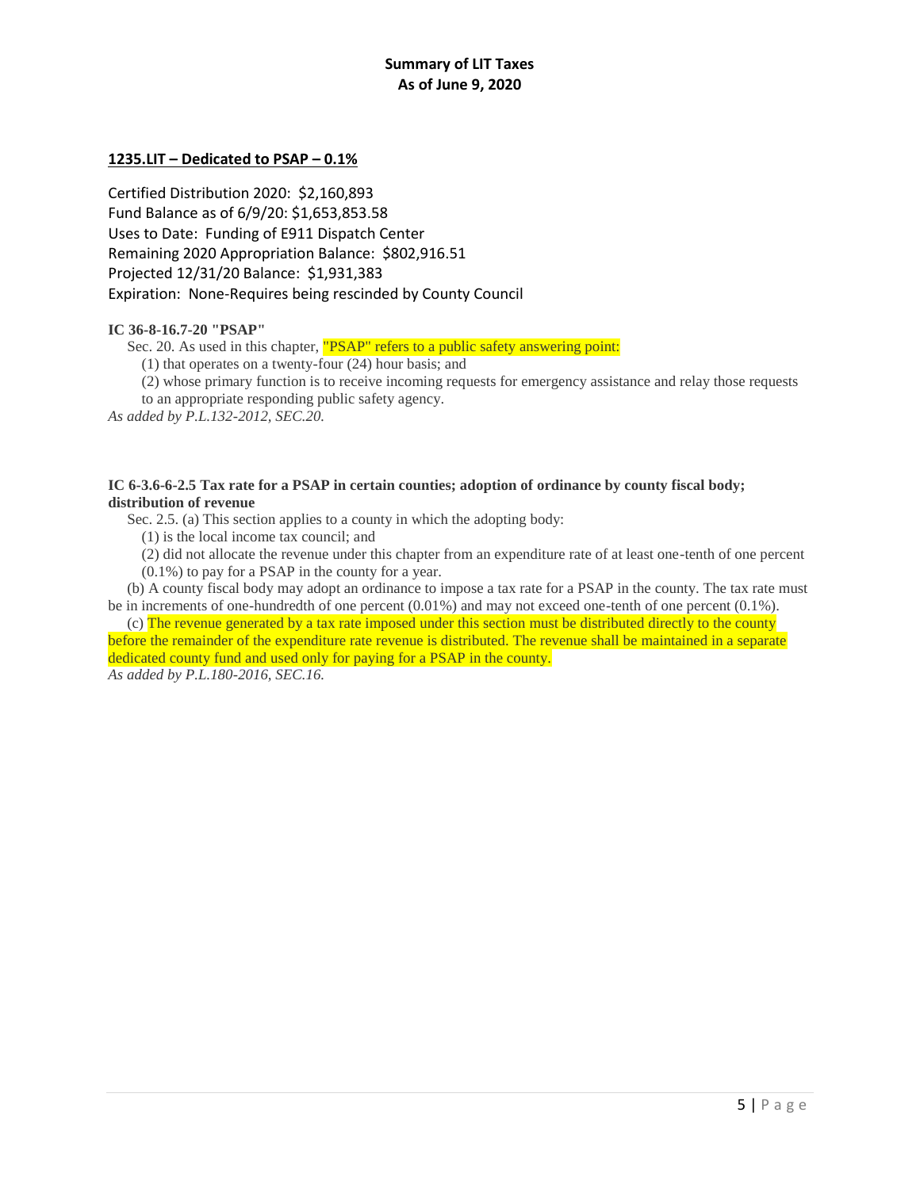# Summary of LIT Taxes
## As of June 9, 2020

**1235.LIT – Dedicated to PSAP – 0.1%**

Certified Distribution 2020: $2,160,893
Fund Balance as of 6/9/20: $1,653,853.58
Uses to Date: Funding of E911 Dispatch Center
Remaining 2020 Appropriation Balance: $802,916.51
Projected 12/31/20 Balance: $1,931,383
Expiration: None-Requires being rescinded by County Council

**IC 36-8-16.7-20 "PSAP"**

Sec. 20. As used in this chapter, "PSAP" refers to a public safety answering point:

(1) that operates on a twenty-four (24) hour basis; and

(2) whose primary function is to receive incoming requests for emergency assistance and relay those requests to an appropriate responding public safety agency.

*As added by P.L.132-2012, SEC.20.*

**IC 6-3.6-6-2.5 Tax rate for a PSAP in certain counties; adoption of ordinance by county fiscal body; distribution of revenue**

Sec. 2.5. (a) This section applies to a county in which the adopting body:

(1) is the local income tax council; and

(2) did not allocate the revenue under this chapter from an expenditure rate of at least one-tenth of one percent (0.1%) to pay for a PSAP in the county for a year.

(b) A county fiscal body may adopt an ordinance to impose a tax rate for a PSAP in the county. The tax rate must be in increments of one-hundredth of one percent (0.01%) and may not exceed one-tenth of one percent (0.1%).

(c) The revenue generated by a tax rate imposed under this section must be distributed directly to the county before the remainder of the expenditure rate revenue is distributed. The revenue shall be maintained in a separate dedicated county fund and used only for paying for a PSAP in the county.

*As added by P.L.180-2016, SEC.16.*